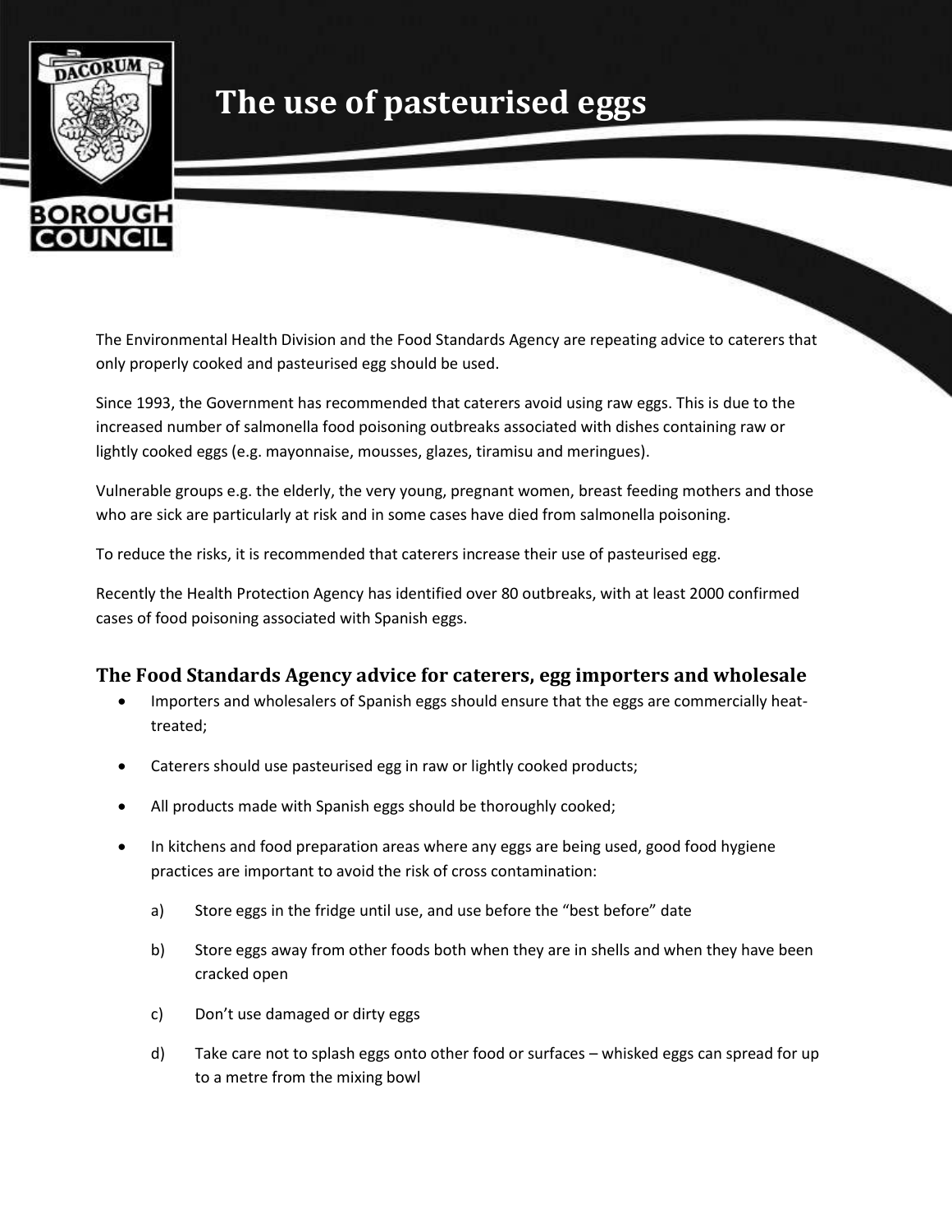# The use of pasteurised eggs

The Environmental Health Division and the Food Standards Agency are repeating advice to caterers that only properly cooked and pasteurised egg should be used.

Since 1993, the Government has recommended that caterers avoid using raw eggs. This is due to the increased number of salmonella food poisoning outbreaks associated with dishes containing raw or lightly cooked eggs (e.g. mayonnaise, mousses, glazes, tiramisu and meringues).

Vulnerable groups e.g. the elderly, the very young, pregnant women, breast feeding mothers and those who are sick are particularly at risk and in some cases have died from salmonella poisoning.

To reduce the risks, it is recommended that caterers increase their use of pasteurised egg.

Recently the Health Protection Agency has identified over 80 outbreaks, with at least 2000 confirmed cases of food poisoning associated with Spanish eggs.

## The Food Standards Agency advice for caterers, egg importers and wholesale

- Importers and wholesalers of Spanish eggs should ensure that the eggs are commercially heat-treated;
- Caterers should use pasteurised egg in raw or lightly cooked products;
- All products made with Spanish eggs should be thoroughly cooked;
- In kitchens and food preparation areas where any eggs are being used, good food hygiene practices are important to avoid the risk of cross contamination:
  - a) Store eggs in the fridge until use, and use before the "best before" date
  - b) Store eggs away from other foods both when they are in shells and when they have been cracked open
  - c) Don't use damaged or dirty eggs
  - d) Take care not to splash eggs onto other food or surfaces – whisked eggs can spread for up to a metre from the mixing bowl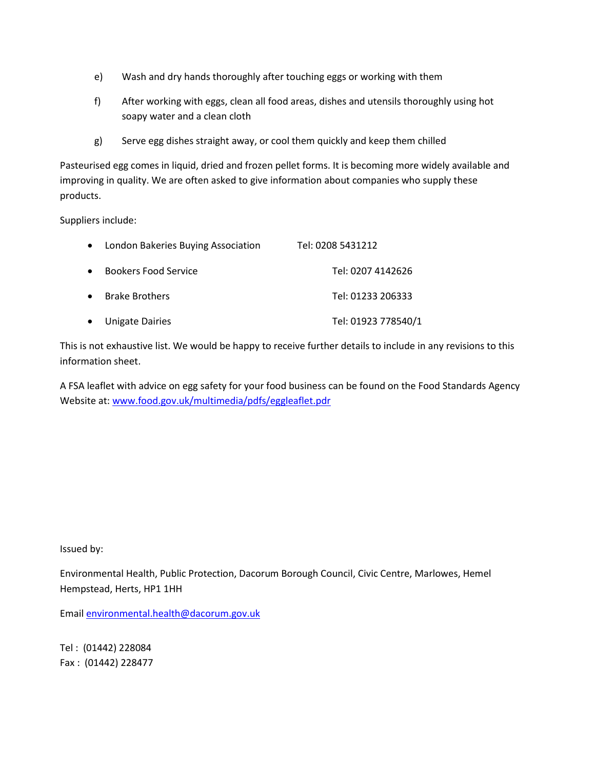e) Wash and dry hands thoroughly after touching eggs or working with them

f) After working with eggs, clean all food areas, dishes and utensils thoroughly using hot soapy water and a clean cloth

g) Serve egg dishes straight away, or cool them quickly and keep them chilled

Pasteurised egg comes in liquid, dried and frozen pellet forms. It is becoming more widely available and improving in quality. We are often asked to give information about companies who supply these products.

Suppliers include:

- London Bakeries Buying Association    Tel: 0208 5431212
- Bookers Food Service    Tel: 0207 4142626
- Brake Brothers    Tel: 01233 206333
- Unigate Dairies    Tel: 01923 778540/1

This is not exhaustive list. We would be happy to receive further details to include in any revisions to this information sheet.

A FSA leaflet with advice on egg safety for your food business can be found on the Food Standards Agency Website at: [www.food.gov.uk/multimedia/pdfs/eggleaflet.pdr](www.food.gov.uk/multimedia/pdfs/eggleaflet.pdr)

Issued by:

Environmental Health, Public Protection, Dacorum Borough Council, Civic Centre, Marlowes, Hemel Hempstead, Herts, HP1 1HH

Email [environmental.health@dacorum.gov.uk](mailto:environmental.health@dacorum.gov.uk)

Tel : (01442) 228084
Fax : (01442) 228477